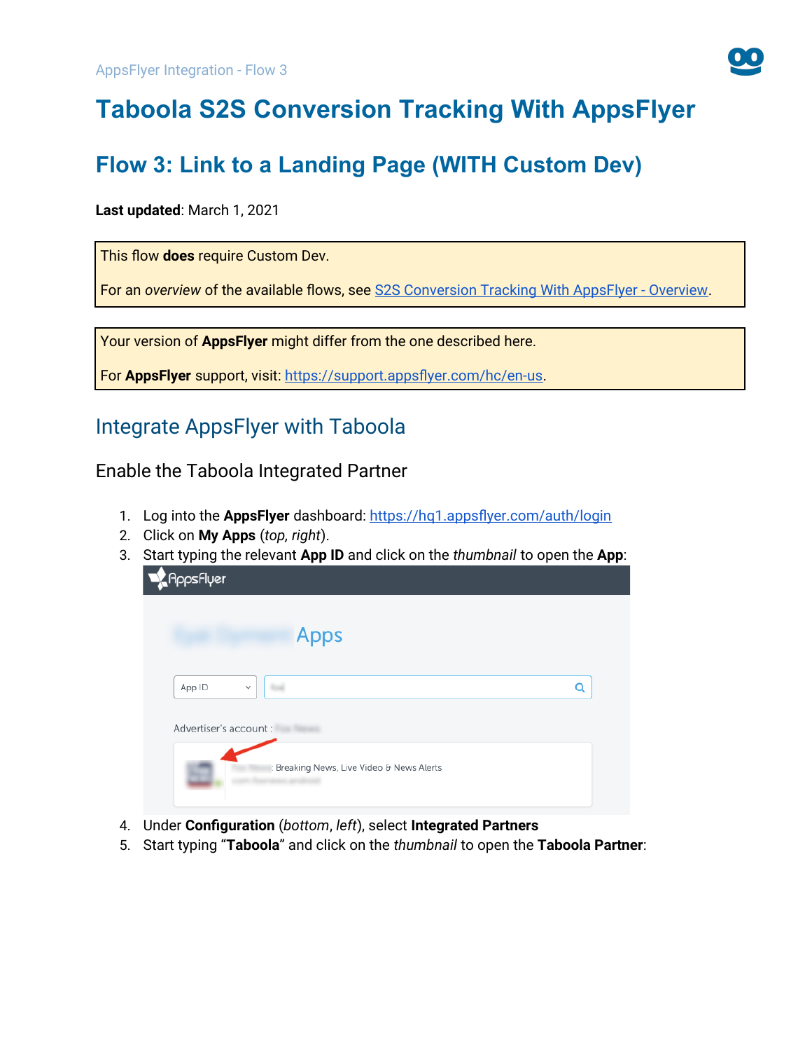AppsFlyer Integration - Flow 3

# Taboola S2S Conversion Tracking With AppsFlyer

## Flow 3: Link to a Landing Page (WITH Custom Dev)

**Last updated**: March 1, 2021

> This flow **does** require Custom Dev.
>
> For an *overview* of the available flows, see [S2S Conversion Tracking With AppsFlyer - Overview](#).

> Your version of **AppsFlyer** might differ from the one described here.
>
> For **AppsFlyer** support, visit: [https://support.appsflyer.com/hc/en-us](https://support.appsflyer.com/hc/en-us).

## Integrate AppsFlyer with Taboola

### Enable the Taboola Integrated Partner

1. Log into the **AppsFlyer** dashboard: [https://hq1.appsflyer.com/auth/login](https://hq1.appsflyer.com/auth/login)
2. Click on **My Apps** (*top, right*).
3. Start typing the relevant **App ID** and click on the *thumbnail* to open the **App**:
4. Under **Configuration** (*bottom*, *left*), select **Integrated Partners**
5. Start typing "**Taboola**" and click on the *thumbnail* to open the **Taboola Partner**: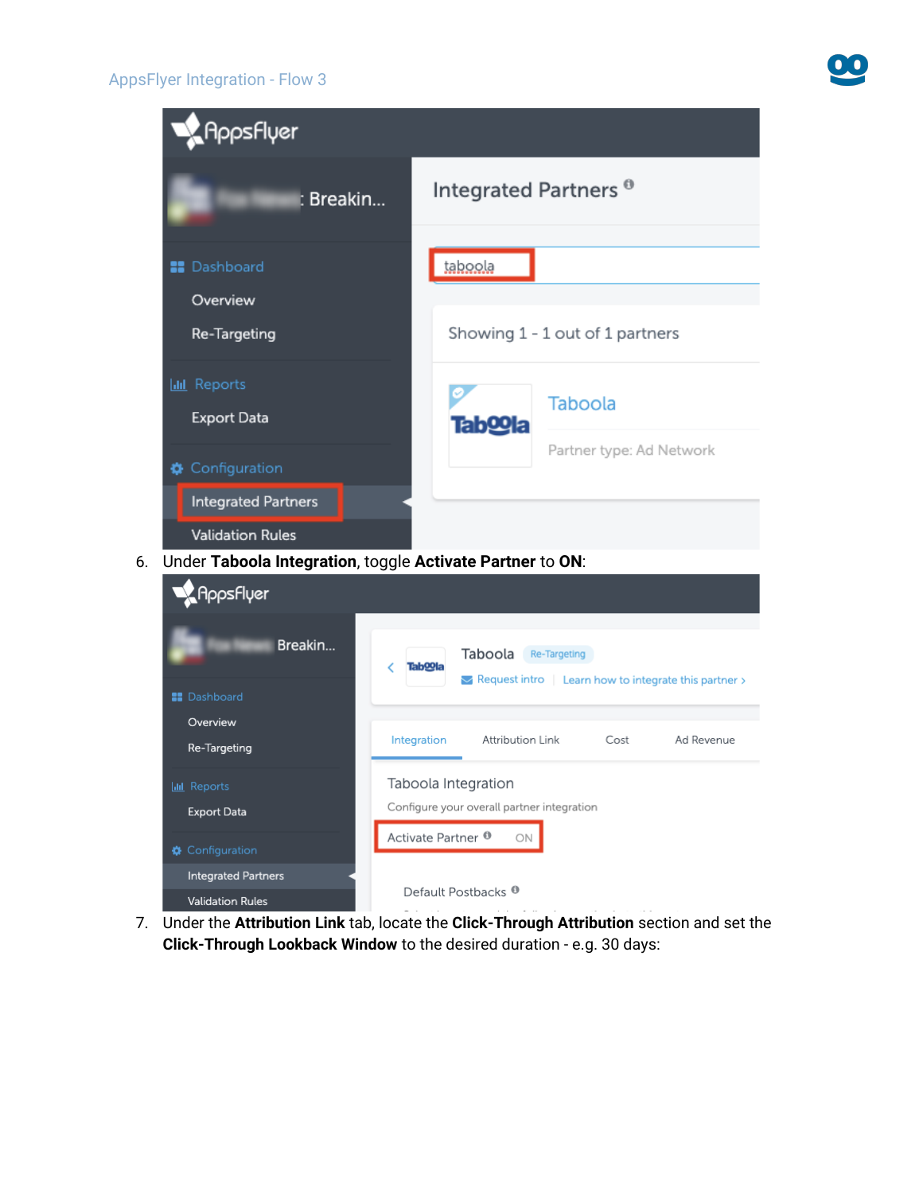6. Under **Taboola Integration**, toggle **Activate Partner** to **ON**:
7. Under the **Attribution Link** tab, locate the **Click-Through Attribution** section and set the **Click-Through Lookback Window** to the desired duration - e.g. 30 days: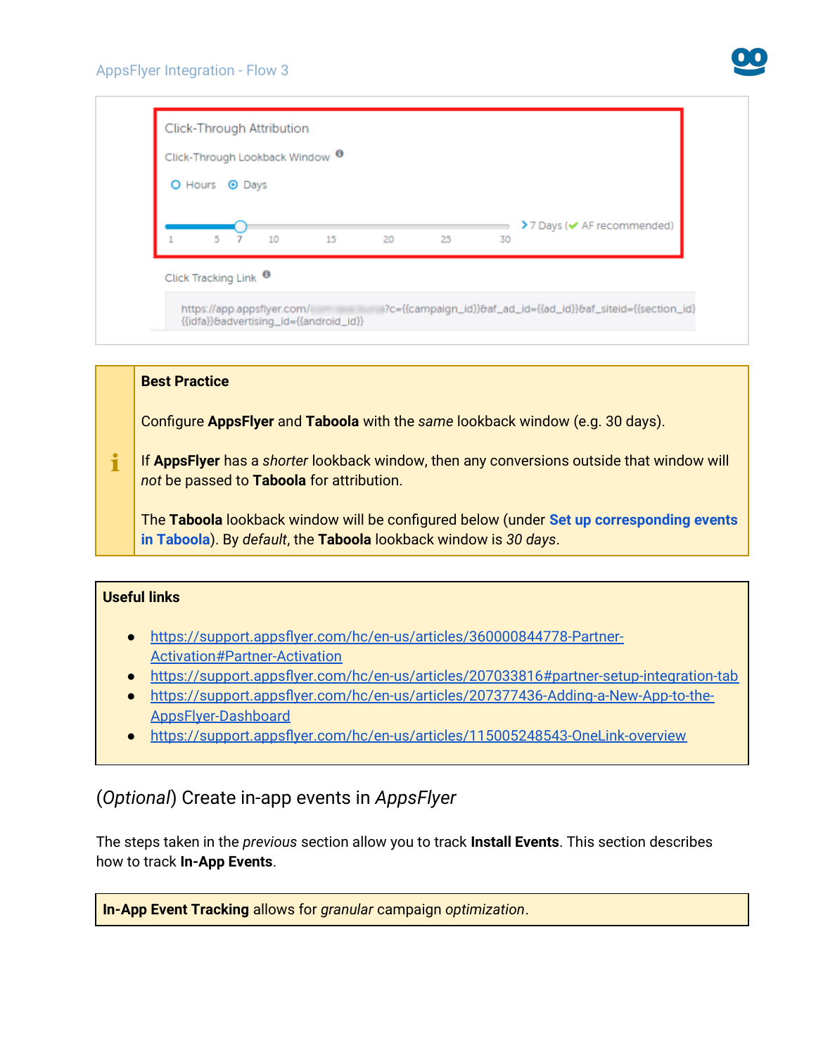Click-Through Attribution

Click-Through Lookback Window

Hours Days

1 5 7 10 15 20 25 30

7 Days (AF recommended)

Click Tracking Link

https://app.appsflyer.com/...?c={{campaign_id}}&af_ad_id={{ad_id}}&af_siteid={{section_id}}{{idfa}}&advertising_id={{android_id}}

> **Best Practice**
>
> Configure **AppsFlyer** and **Taboola** with the *same* lookback window (e.g. 30 days).
>
> If **AppsFlyer** has a *shorter* lookback window, then any conversions outside that window will *not* be passed to **Taboola** for attribution.
>
> The **Taboola** lookback window will be configured below (under **Set up corresponding events in Taboola**). By *default*, the **Taboola** lookback window is *30 days*.

**Useful links**

- https://support.appsflyer.com/hc/en-us/articles/360000844778-Partner-Activation#Partner-Activation
- https://support.appsflyer.com/hc/en-us/articles/207033816#partner-setup-integration-tab
- https://support.appsflyer.com/hc/en-us/articles/207377436-Adding-a-New-App-to-the-AppsFlyer-Dashboard
- https://support.appsflyer.com/hc/en-us/articles/115005248543-OneLink-overview

## (*Optional*) Create in-app events in *AppsFlyer*

The steps taken in the *previous* section allow you to track **Install Events**. This section describes how to track **In-App Events**.

**In-App Event Tracking** allows for *granular* campaign *optimization*.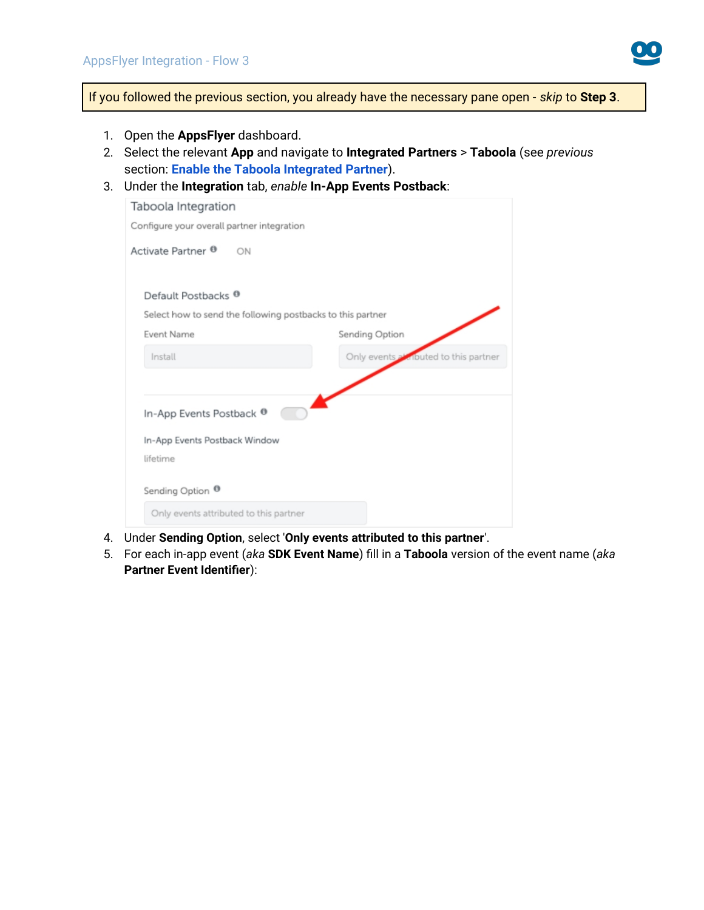If you followed the previous section, you already have the necessary pane open - *skip* to **Step 3**.

1. Open the **AppsFlyer** dashboard.
2. Select the relevant **App** and navigate to **Integrated Partners** > **Taboola** (see *previous* section: **Enable the Taboola Integrated Partner**).
3. Under the **Integration** tab, *enable* **In-App Events Postback**:

4. Under **Sending Option**, select '**Only events attributed to this partner**'.
5. For each in-app event (*aka* **SDK Event Name**) fill in a **Taboola** version of the event name (*aka* **Partner Event Identifier**):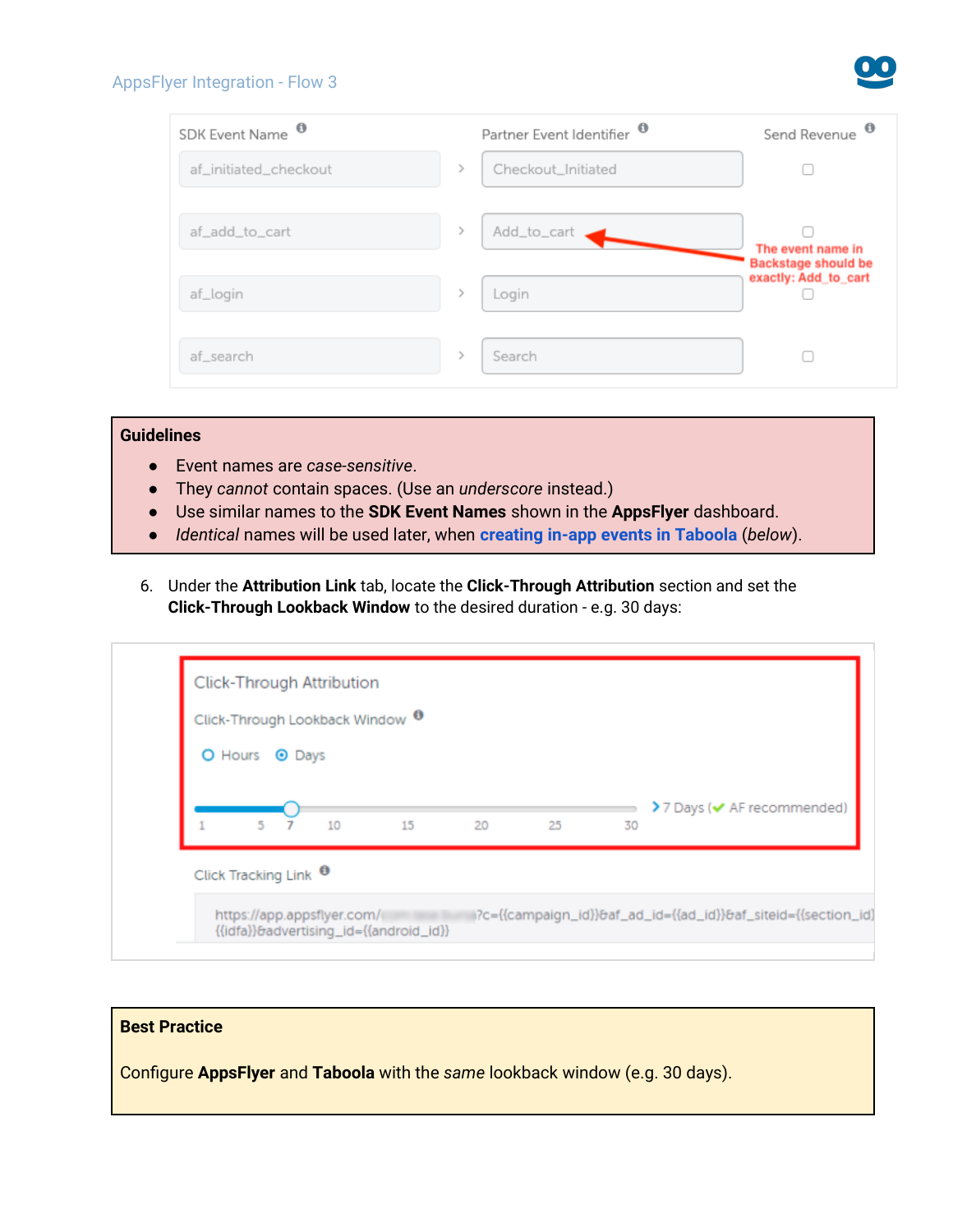| SDK Event Name | | Partner Event Identifier | Send Revenue |
| --- | --- | --- | --- |
| af_initiated_checkout | > | Checkout_Initiated | ☐ |
| af_add_to_cart | > | Add_to_cart | ☐ |
| af_login | > | Login | ☐ |
| af_search | > | Search | ☐ |

The event name in Backstage should be exactly: Add_to_cart

**Guidelines**

- Event names are *case-sensitive*.
- They *cannot* contain spaces. (Use an *underscore* instead.)
- Use similar names to the **SDK Event Names** shown in the **AppsFlyer** dashboard.
- *Identical* names will be used later, when **creating in-app events in Taboola** (*below*).

6. Under the **Attribution Link** tab, locate the **Click-Through Attribution** section and set the **Click-Through Lookback Window** to the desired duration - e.g. 30 days:

Click-Through Attribution

Click-Through Lookback Window

Hours Days

1 5 7 10 15 20 25 30 > 7 Days (✔ AF recommended)

Click Tracking Link

https://app.appsflyer.com/...?c={{campaign_id}}&af_ad_id={{ad_id}}&af_siteid={{section_id}}... {{idfa}}&advertising_id={{android_id}}

**Best Practice**

Configure **AppsFlyer** and **Taboola** with the *same* lookback window (e.g. 30 days).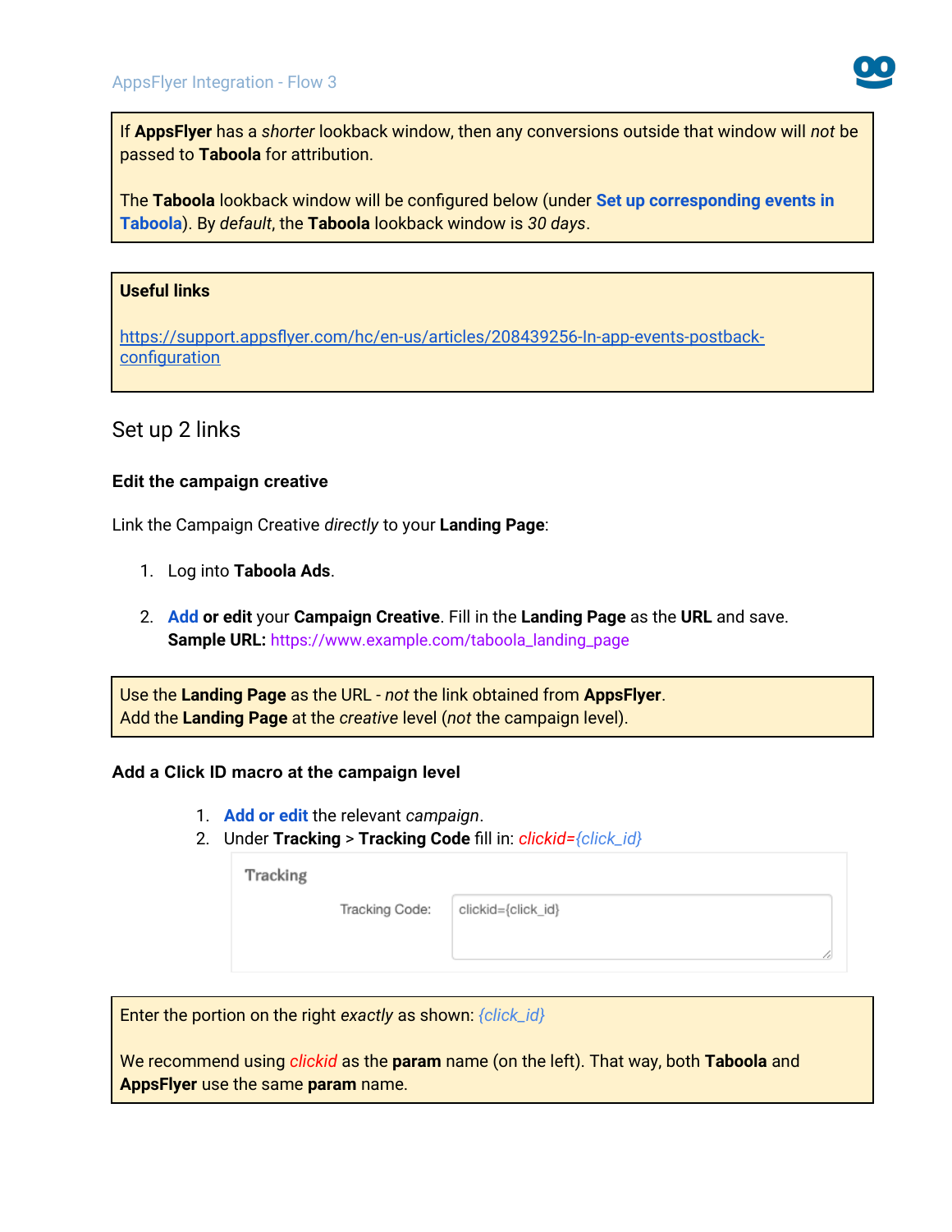> If **AppsFlyer** has a *shorter* lookback window, then any conversions outside that window will *not* be passed to **Taboola** for attribution.
>
> The **Taboola** lookback window will be configured below (under **Set up corresponding events in Taboola**). By *default*, the **Taboola** lookback window is *30 days*.

> **Useful links**
>
> https://support.appsflyer.com/hc/en-us/articles/208439256-In-app-events-postback-configuration

## Set up 2 links

### Edit the campaign creative

Link the Campaign Creative *directly* to your **Landing Page**:

1. Log into **Taboola Ads**.

2. **Add or edit** your **Campaign Creative**. Fill in the **Landing Page** as the **URL** and save.
   **Sample URL:** https://www.example.com/taboola_landing_page

> Use the **Landing Page** as the URL - *not* the link obtained from **AppsFlyer**.
> Add the **Landing Page** at the *creative* level (*not* the campaign level).

### Add a Click ID macro at the campaign level

1. **Add or edit** the relevant *campaign*.
2. Under **Tracking** > **Tracking Code** fill in: *clickid={click_id}*

   Tracking

   Tracking Code: clickid={click_id}

> Enter the portion on the right *exactly* as shown: *{click_id}*
>
> We recommend using *clickid* as the **param** name (on the left). That way, both **Taboola** and **AppsFlyer** use the same **param** name.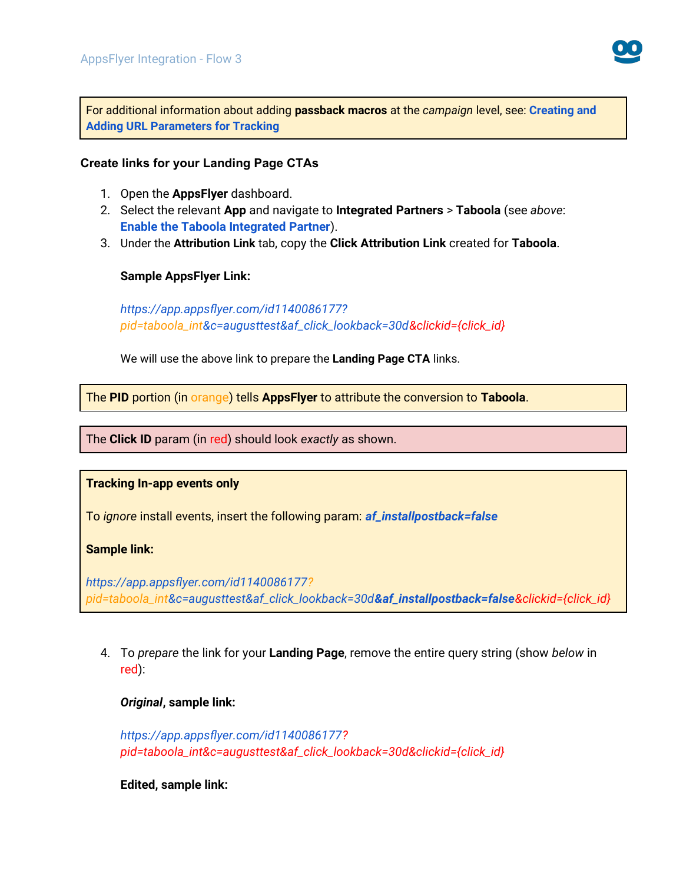> For additional information about adding **passback macros** at the *campaign* level, see: **Creating and Adding URL Parameters for Tracking**

### Create links for your Landing Page CTAs

1. Open the **AppsFlyer** dashboard.
2. Select the relevant **App** and navigate to **Integrated Partners** > **Taboola** (see *above*: **Enable the Taboola Integrated Partner**).
3. Under the **Attribution Link** tab, copy the **Click Attribution Link** created for **Taboola**.

   **Sample AppsFlyer Link:**

   *https://app.appsflyer.com/id1140086177?pid=taboola_int&c=augusttest&af_click_lookback=30d&clickid={click_id}*

   We will use the above link to prepare the **Landing Page CTA** links.

> The **PID** portion (in orange) tells **AppsFlyer** to attribute the conversion to **Taboola**.

> The **Click ID** param (in red) should look *exactly* as shown.

> **Tracking In-app events only**
>
> To *ignore* install events, insert the following param: ***af_installpostback=false***
>
> **Sample link:**
>
> *https://app.appsflyer.com/id1140086177?pid=taboola_int&c=augusttest&af_click_lookback=30d**&af_installpostback=false**&clickid={click_id}*

4. To *prepare* the link for your **Landing Page**, remove the entire query string (show *below* in red):

   ***Original*, sample link:**

   *https://app.appsflyer.com/id1140086177?pid=taboola_int&c=augusttest&af_click_lookback=30d&clickid={click_id}*

   **Edited, sample link:**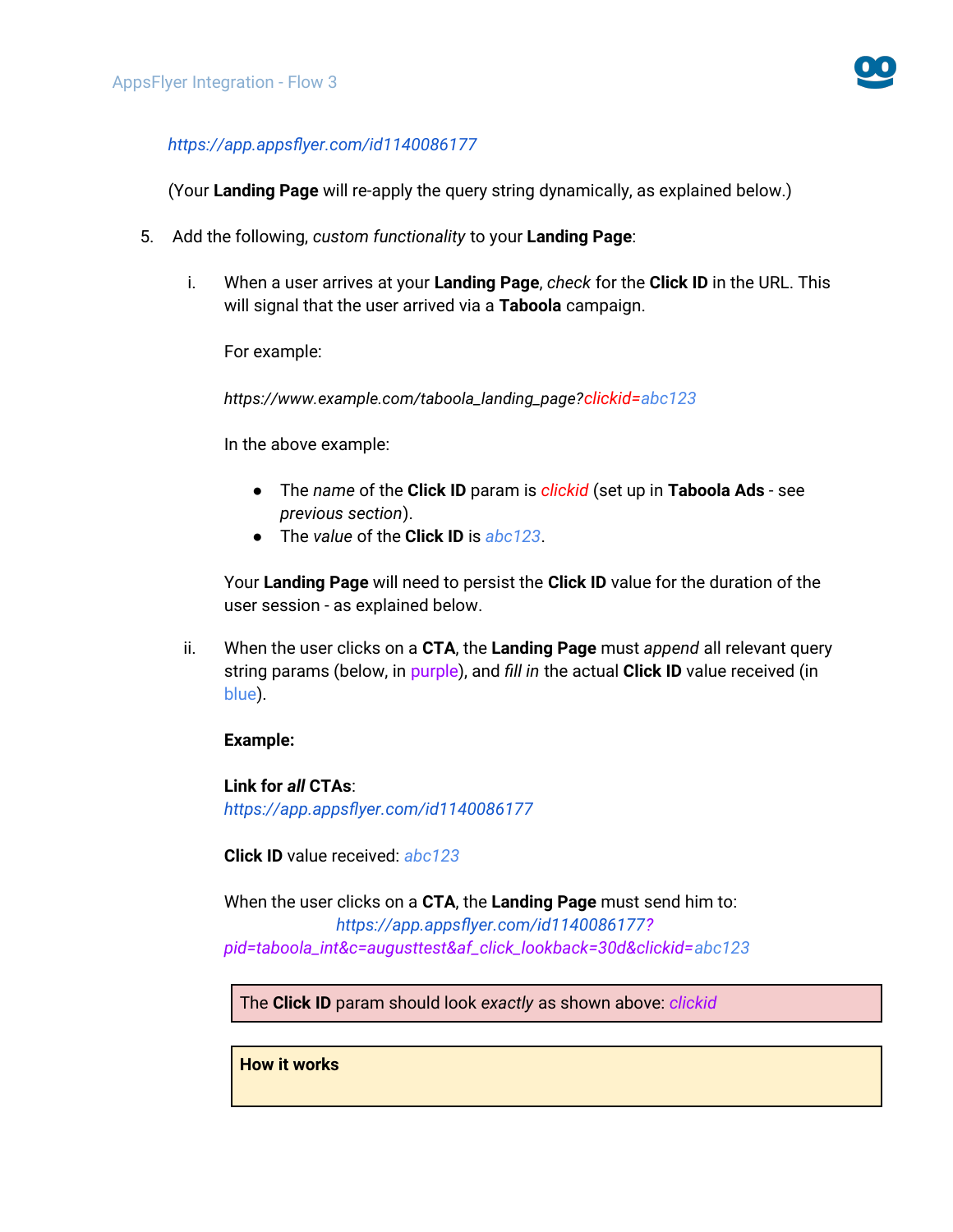*https://app.appsflyer.com/id1140086177*

(Your **Landing Page** will re-apply the query string dynamically, as explained below.)

5. Add the following, *custom functionality* to your **Landing Page**:

   i. When a user arrives at your **Landing Page**, *check* for the **Click ID** in the URL. This will signal that the user arrived via a **Taboola** campaign.

      For example:

      *https://www.example.com/taboola_landing_page?clickid=abc123*

      In the above example:

      - The *name* of the **Click ID** param is *clickid* (set up in **Taboola Ads** - see *previous section*).
      - The *value* of the **Click ID** is *abc123*.

      Your **Landing Page** will need to persist the **Click ID** value for the duration of the user session - as explained below.

   ii. When the user clicks on a **CTA**, the **Landing Page** must *append* all relevant query string params (below, in purple), and *fill in* the actual **Click ID** value received (in blue).

      **Example:**

      **Link for *all* CTAs**:
      *https://app.appsflyer.com/id1140086177*

      **Click ID** value received: *abc123*

      When the user clicks on a **CTA**, the **Landing Page** must send him to:
      *https://app.appsflyer.com/id1140086177?pid=taboola_int&c=augusttest&af_click_lookback=30d&clickid=abc123*

> The **Click ID** param should look *exactly* as shown above: *clickid*

> **How it works**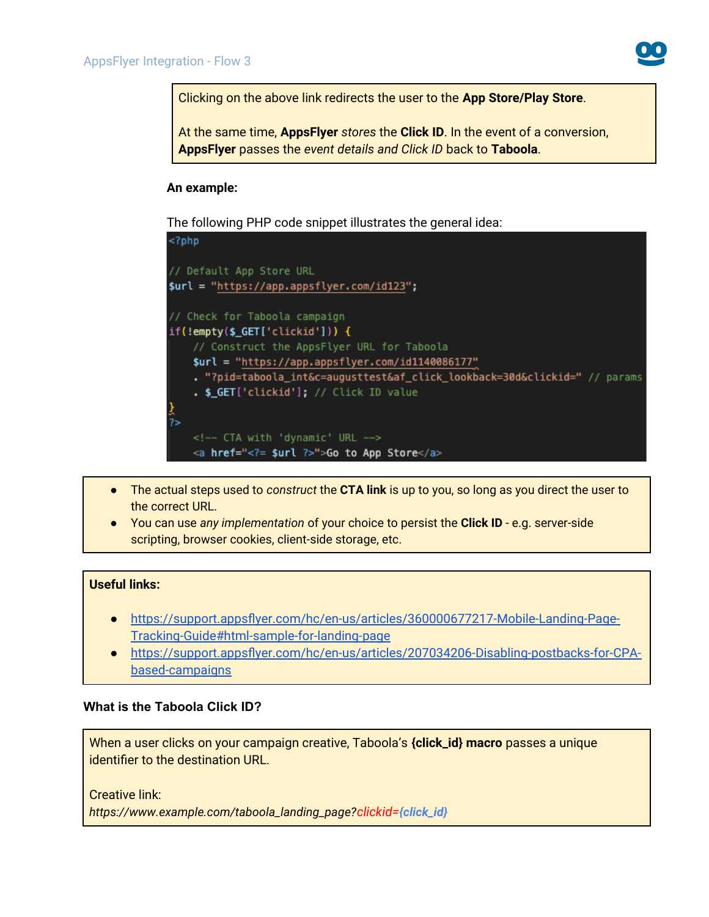Clicking on the above link redirects the user to the **App Store/Play Store**.

At the same time, **AppsFlyer** *stores* the **Click ID**. In the event of a conversion, **AppsFlyer** passes the *event details and Click ID* back to **Taboola**.

**An example:**

The following PHP code snippet illustrates the general idea:

```php
<?php

// Default App Store URL
$url = "https://app.appsflyer.com/id123";

// Check for Taboola campaign
if(!empty($_GET['clickid'])) {
    // Construct the AppsFlyer URL for Taboola
    $url = "https://app.appsflyer.com/id1140086177"
    . "?pid=taboola_int&c=augusttest&af_click_lookback=30d&clickid=" // params
    . $_GET['clickid']; // Click ID value
}
?>
    <!-- CTA with 'dynamic' URL -->
    <a href="<?= $url ?>">Go to App Store</a>
```

- The actual steps used to *construct* the **CTA link** is up to you, so long as you direct the user to the correct URL.
- You can use *any implementation* of your choice to persist the **Click ID** - e.g. server-side scripting, browser cookies, client-side storage, etc.

**Useful links:**

- https://support.appsflyer.com/hc/en-us/articles/360000677217-Mobile-Landing-Page-Tracking-Guide#html-sample-for-landing-page
- https://support.appsflyer.com/hc/en-us/articles/207034206-Disabling-postbacks-for-CPA-based-campaigns

### What is the Taboola Click ID?

When a user clicks on your campaign creative, Taboola's **{click_id} macro** passes a unique identifier to the destination URL.

Creative link:
*https://www.example.com/taboola_landing_page?clickid={click_id}*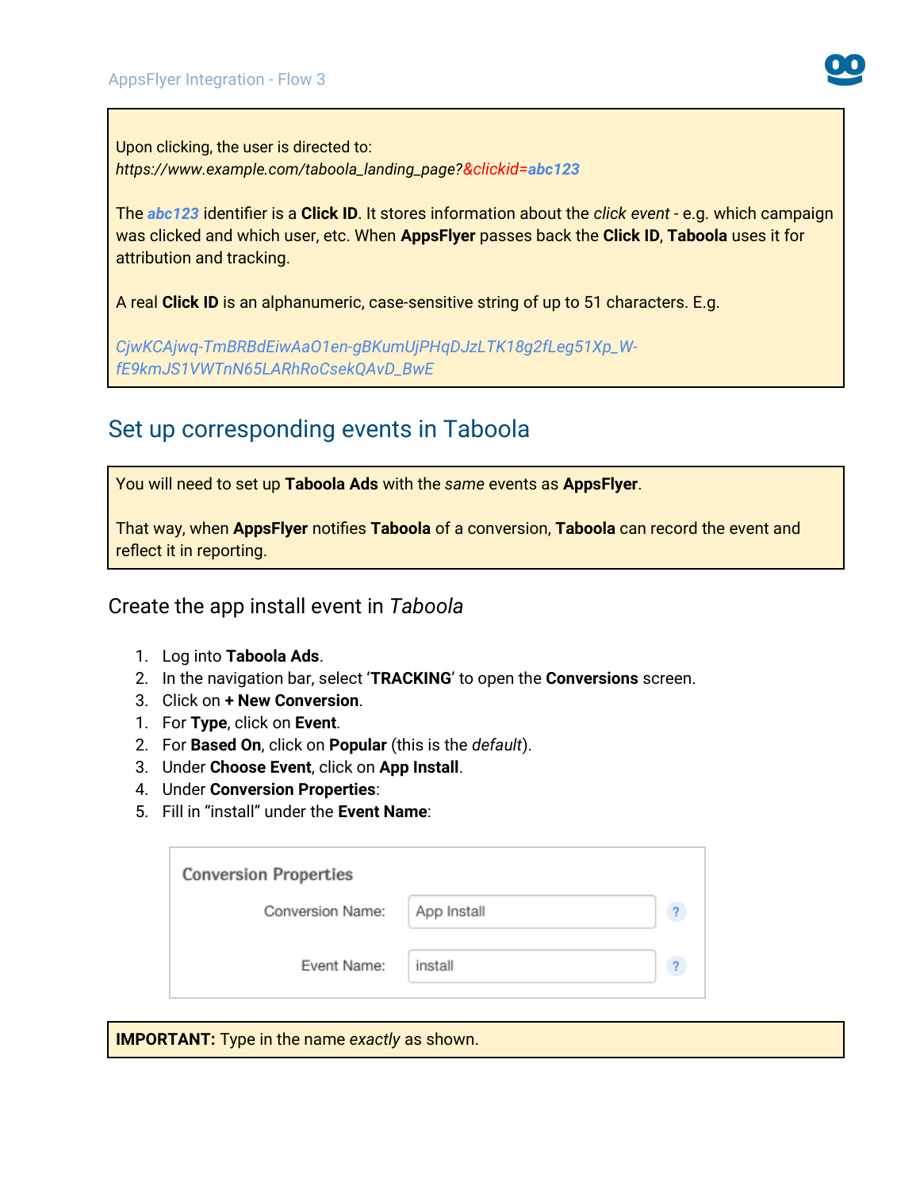Upon clicking, the user is directed to:
*https://www.example.com/taboola_landing_page?&clickid=**abc123***

The ***abc123*** identifier is a **Click ID**. It stores information about the *click event* - e.g. which campaign was clicked and which user, etc. When **AppsFlyer** passes back the **Click ID**, **Taboola** uses it for attribution and tracking.

A real **Click ID** is an alphanumeric, case-sensitive string of up to 51 characters. E.g.

*CjwKCAjwq-TmBRBdEiwAaO1en-gBKumUjPHqDJzLTK18g2fLeg51Xp_W-fE9kmJS1VWTnN65LARhRoCsekQAvD_BwE*

## Set up corresponding events in Taboola

You will need to set up **Taboola Ads** with the *same* events as **AppsFlyer**.

That way, when **AppsFlyer** notifies **Taboola** of a conversion, **Taboola** can record the event and reflect it in reporting.

### Create the app install event in *Taboola*

1. Log into **Taboola Ads**.
2. In the navigation bar, select '**TRACKING**' to open the **Conversions** screen.
3. Click on **+ New Conversion**.
1. For **Type**, click on **Event**.
2. For **Based On**, click on **Popular** (this is the *default*).
3. Under **Choose Event**, click on **App Install**.
4. Under **Conversion Properties**:
5. Fill in "install" under the **Event Name**:

| Conversion Properties | |
|---|---|
| Conversion Name: | App Install |
| Event Name: | install |

**IMPORTANT:** Type in the name *exactly* as shown.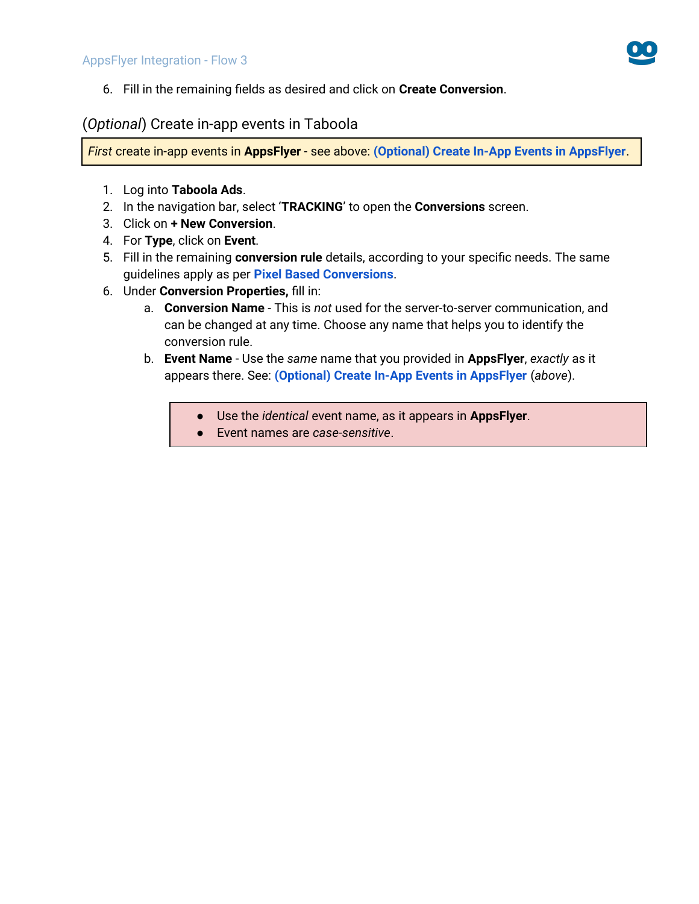6. Fill in the remaining fields as desired and click on **Create Conversion**.

## (*Optional*) Create in-app events in Taboola

> *First* create in-app events in **AppsFlyer** - see above: **(Optional) Create In-App Events in AppsFlyer**.

1. Log into **Taboola Ads**.
2. In the navigation bar, select '**TRACKING**' to open the **Conversions** screen.
3. Click on **+ New Conversion**.
4. For **Type**, click on **Event**.
5. Fill in the remaining **conversion rule** details, according to your specific needs. The same guidelines apply as per **Pixel Based Conversions**.
6. Under **Conversion Properties,** fill in:
   a. **Conversion Name** - This is *not* used for the server-to-server communication, and can be changed at any time. Choose any name that helps you to identify the conversion rule.
   b. **Event Name** - Use the *same* name that you provided in **AppsFlyer**, *exactly* as it appears there. See: **(Optional) Create In-App Events in AppsFlyer** (*above*).

   > - Use the *identical* event name, as it appears in **AppsFlyer**.
   > - Event names are *case-sensitive*.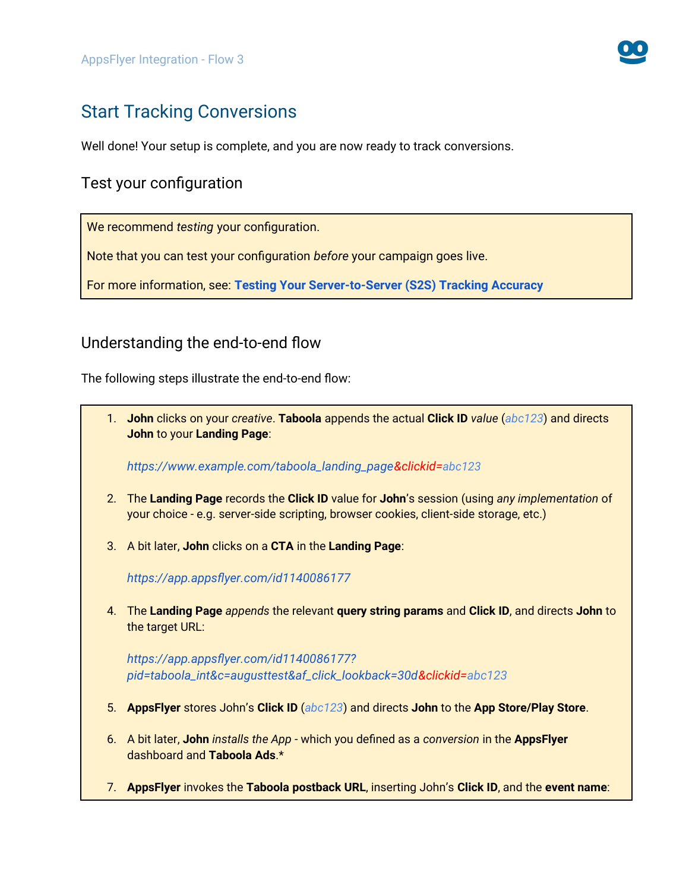# Start Tracking Conversions

Well done! Your setup is complete, and you are now ready to track conversions.

## Test your configuration

> We recommend *testing* your configuration.
>
> Note that you can test your configuration *before* your campaign goes live.
>
> For more information, see: **Testing Your Server-to-Server (S2S) Tracking Accuracy**

## Understanding the end-to-end flow

The following steps illustrate the end-to-end flow:

1. **John** clicks on your *creative*. **Taboola** appends the actual **Click ID** *value* (*abc123*) and directs **John** to your **Landing Page**:

   *https://www.example.com/taboola_landing_page&clickid=abc123*

2. The **Landing Page** records the **Click ID** value for **John**'s session (using *any implementation* of your choice - e.g. server-side scripting, browser cookies, client-side storage, etc.)

3. A bit later, **John** clicks on a **CTA** in the **Landing Page**:

   *https://app.appsflyer.com/id1140086177*

4. The **Landing Page** *appends* the relevant **query string params** and **Click ID**, and directs **John** to the target URL:

   *https://app.appsflyer.com/id1140086177?pid=taboola_int&c=augusttest&af_click_lookback=30d&clickid=abc123*

5. **AppsFlyer** stores John's **Click ID** (*abc123*) and directs **John** to the **App Store/Play Store**.

6. A bit later, **John** *installs the App* - which you defined as a *conversion* in the **AppsFlyer** dashboard and **Taboola Ads**.*

7. **AppsFlyer** invokes the **Taboola postback URL**, inserting John's **Click ID**, and the **event name**: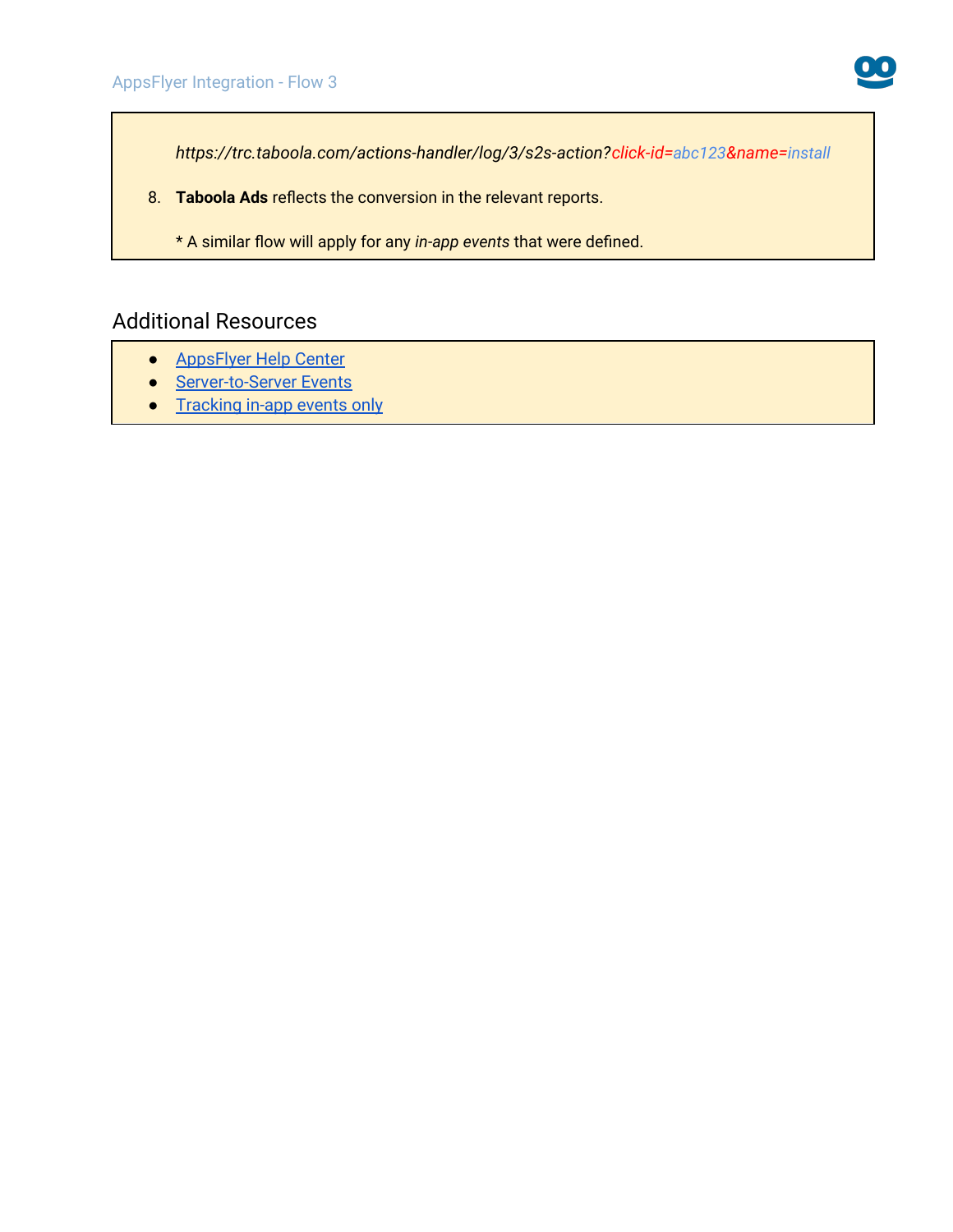*https://trc.taboola.com/actions-handler/log/3/s2s-action?click-id=abc123&name=install*

8. **Taboola Ads** reflects the conversion in the relevant reports.

   * A similar flow will apply for any *in-app events* that were defined.

## Additional Resources

- AppsFlyer Help Center
- Server-to-Server Events
- Tracking in-app events only